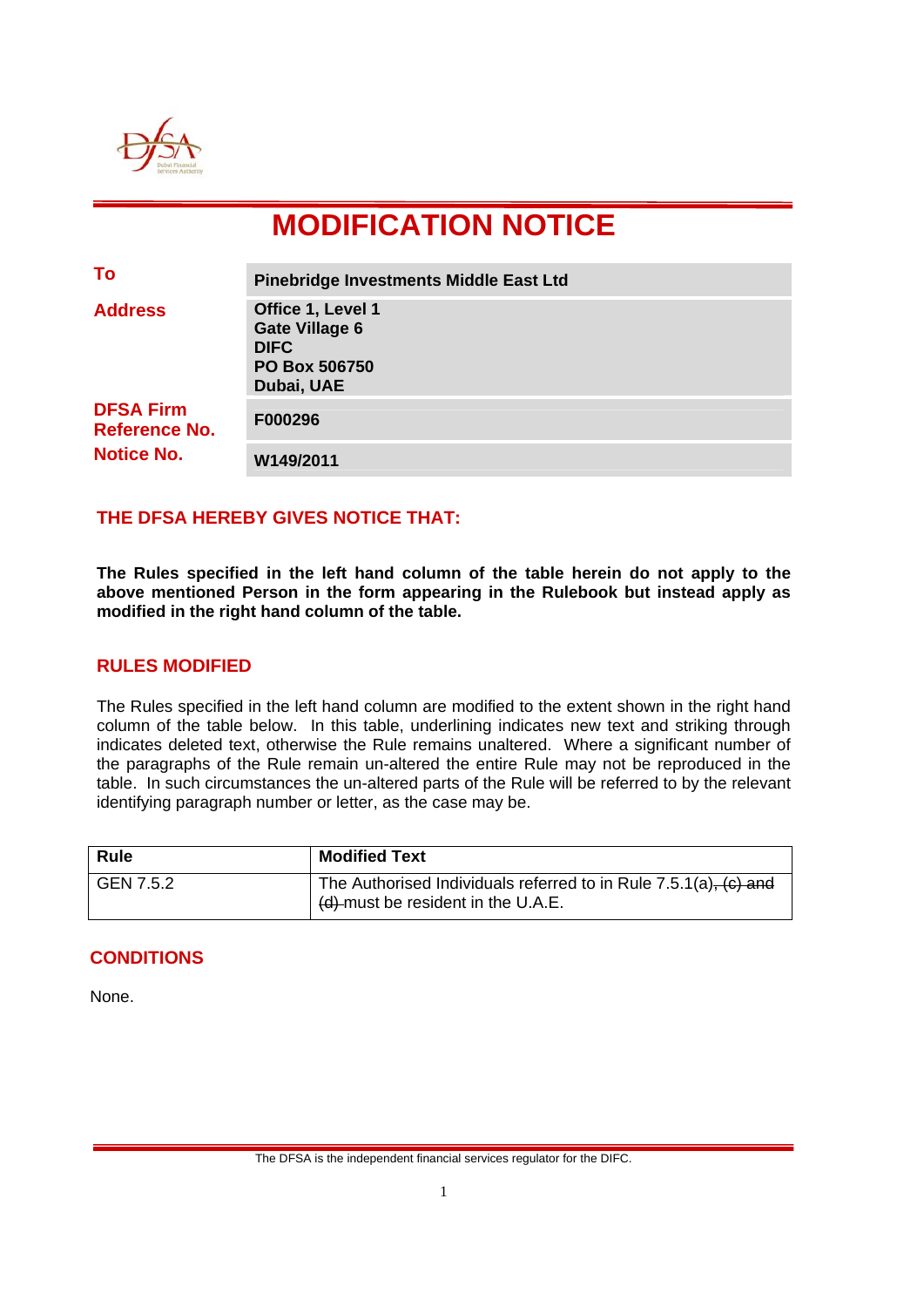# MODIFICATION NOTICE

| | |
|---|---|
| **To** | **Pinebridge Investments Middle East Ltd** |
| **Address** | **Office 1, Level 1**<br>**Gate Village 6**<br>**DIFC**<br>**PO Box 506750**<br>**Dubai, UAE** |
| **DFSA Firm Reference No.** | **F000296** |
| **Notice No.** | **W149/2011** |

## THE DFSA HEREBY GIVES NOTICE THAT:

**The Rules specified in the left hand column of the table herein do not apply to the above mentioned Person in the form appearing in the Rulebook but instead apply as modified in the right hand column of the table.**

## RULES MODIFIED

The Rules specified in the left hand column are modified to the extent shown in the right hand column of the table below. In this table, underlining indicates new text and striking through indicates deleted text, otherwise the Rule remains unaltered. Where a significant number of the paragraphs of the Rule remain un-altered the entire Rule may not be reproduced in the table. In such circumstances the un-altered parts of the Rule will be referred to by the relevant identifying paragraph number or letter, as the case may be.

| Rule | Modified Text |
|---|---|
| GEN 7.5.2 | The Authorised Individuals referred to in Rule 7.5.1(a)~~, (c) and (d)~~ must be resident in the U.A.E. |

## CONDITIONS

None.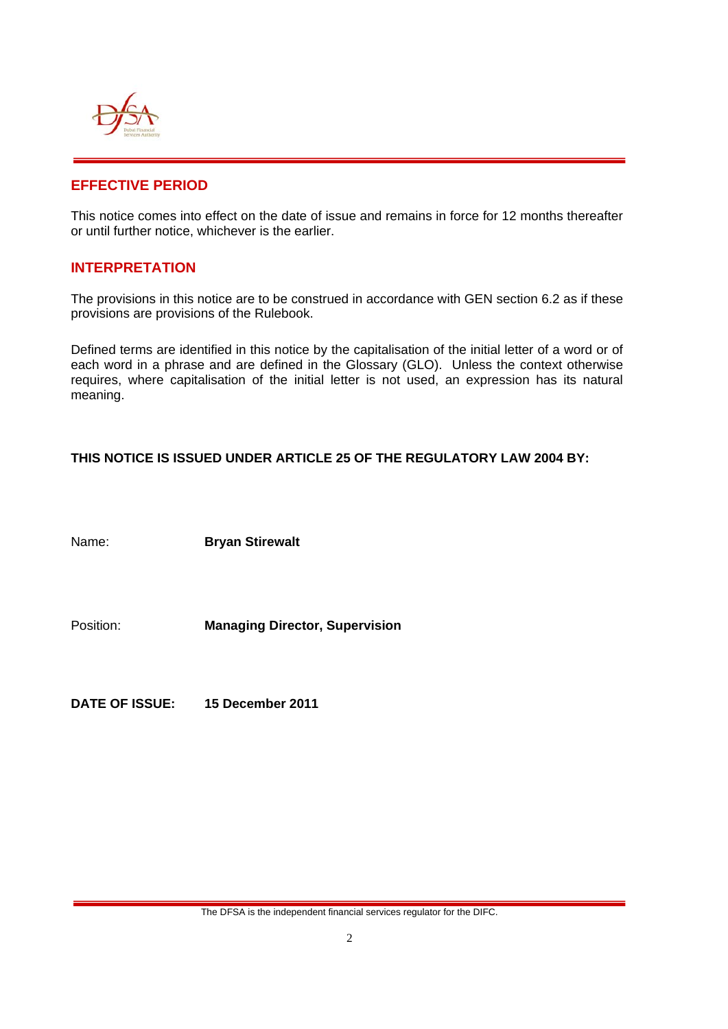## EFFECTIVE PERIOD

This notice comes into effect on the date of issue and remains in force for 12 months thereafter or until further notice, whichever is the earlier.

## INTERPRETATION

The provisions in this notice are to be construed in accordance with GEN section 6.2 as if these provisions are provisions of the Rulebook.

Defined terms are identified in this notice by the capitalisation of the initial letter of a word or of each word in a phrase and are defined in the Glossary (GLO). Unless the context otherwise requires, where capitalisation of the initial letter is not used, an expression has its natural meaning.

**THIS NOTICE IS ISSUED UNDER ARTICLE 25 OF THE REGULATORY LAW 2004 BY:**

Name: **Bryan Stirewalt**

Position: **Managing Director, Supervision**

**DATE OF ISSUE: 15 December 2011**

The DFSA is the independent financial services regulator for the DIFC.